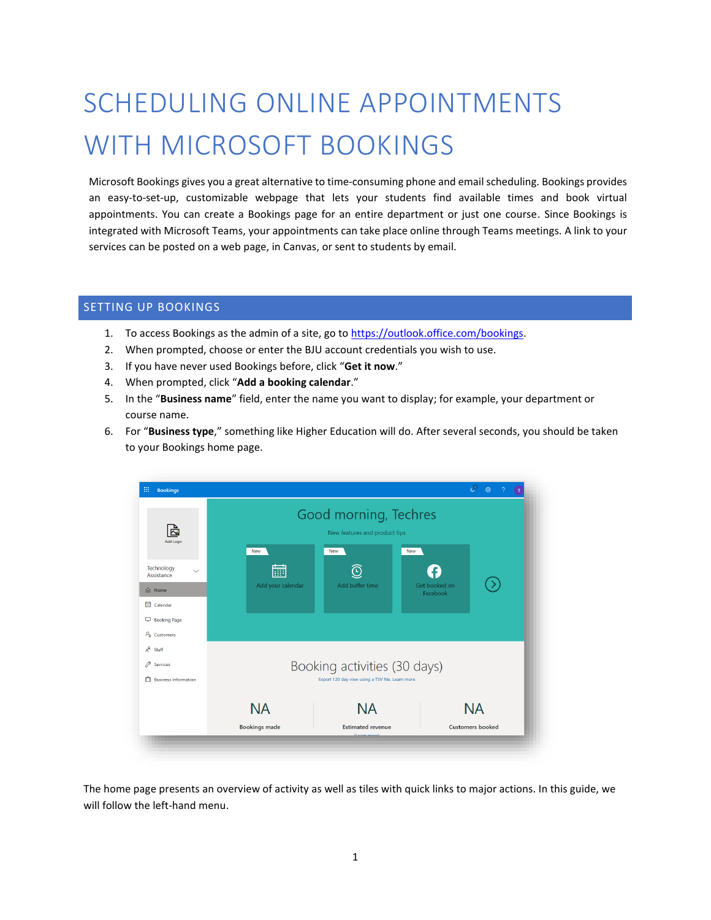# SCHEDULING ONLINE APPOINTMENTS WITH MICROSOFT BOOKINGS

Microsoft Bookings gives you a great alternative to time-consuming phone and email scheduling. Bookings provides an easy-to-set-up, customizable webpage that lets your students find available times and book virtual appointments. You can create a Bookings page for an entire department or just one course. Since Bookings is integrated with Microsoft Teams, your appointments can take place online through Teams meetings. A link to your services can be posted on a web page, in Canvas, or sent to students by email.

## SETTING UP BOOKINGS

1. To access Bookings as the admin of a site, go to https://outlook.office.com/bookings.
2. When prompted, choose or enter the BJU account credentials you wish to use.
3. If you have never used Bookings before, click "**Get it now**."
4. When prompted, click "**Add a booking calendar**."
5. In the "**Business name**" field, enter the name you want to display; for example, your department or course name.
6. For "**Business type**," something like Higher Education will do. After several seconds, you should be taken to your Bookings home page.

The home page presents an overview of activity as well as tiles with quick links to major actions. In this guide, we will follow the left-hand menu.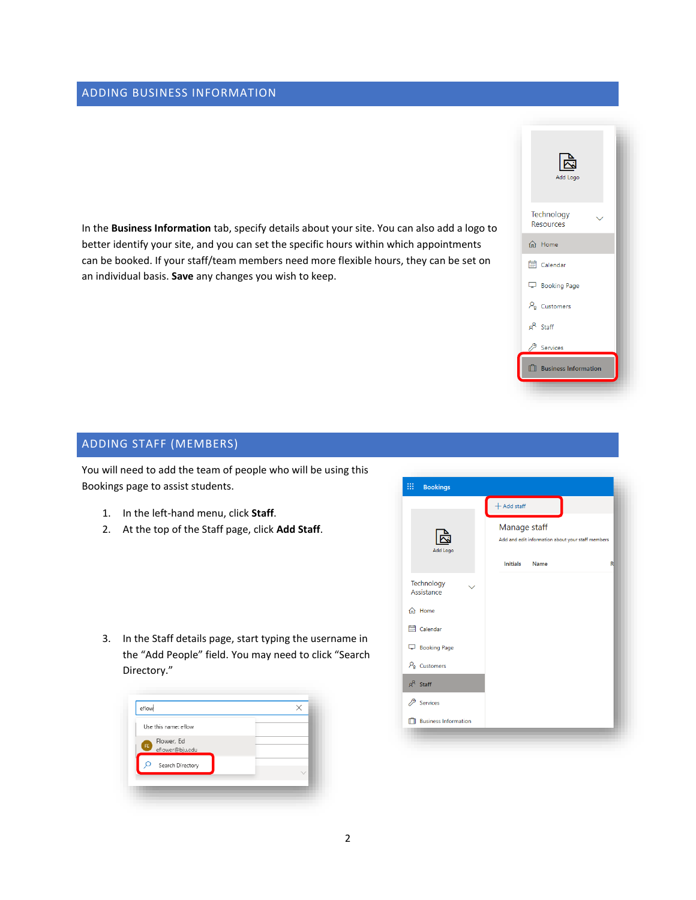## ADDING BUSINESS INFORMATION

In the **Business Information** tab, specify details about your site. You can also add a logo to better identify your site, and you can set the specific hours within which appointments can be booked. If your staff/team members need more flexible hours, they can be set on an individual basis. **Save** any changes you wish to keep.

## ADDING STAFF (MEMBERS)

You will need to add the team of people who will be using this Bookings page to assist students.

1. In the left-hand menu, click **Staff**.
2. At the top of the Staff page, click **Add Staff**.
3. In the Staff details page, start typing the username in the "Add People" field. You may need to click "Search Directory."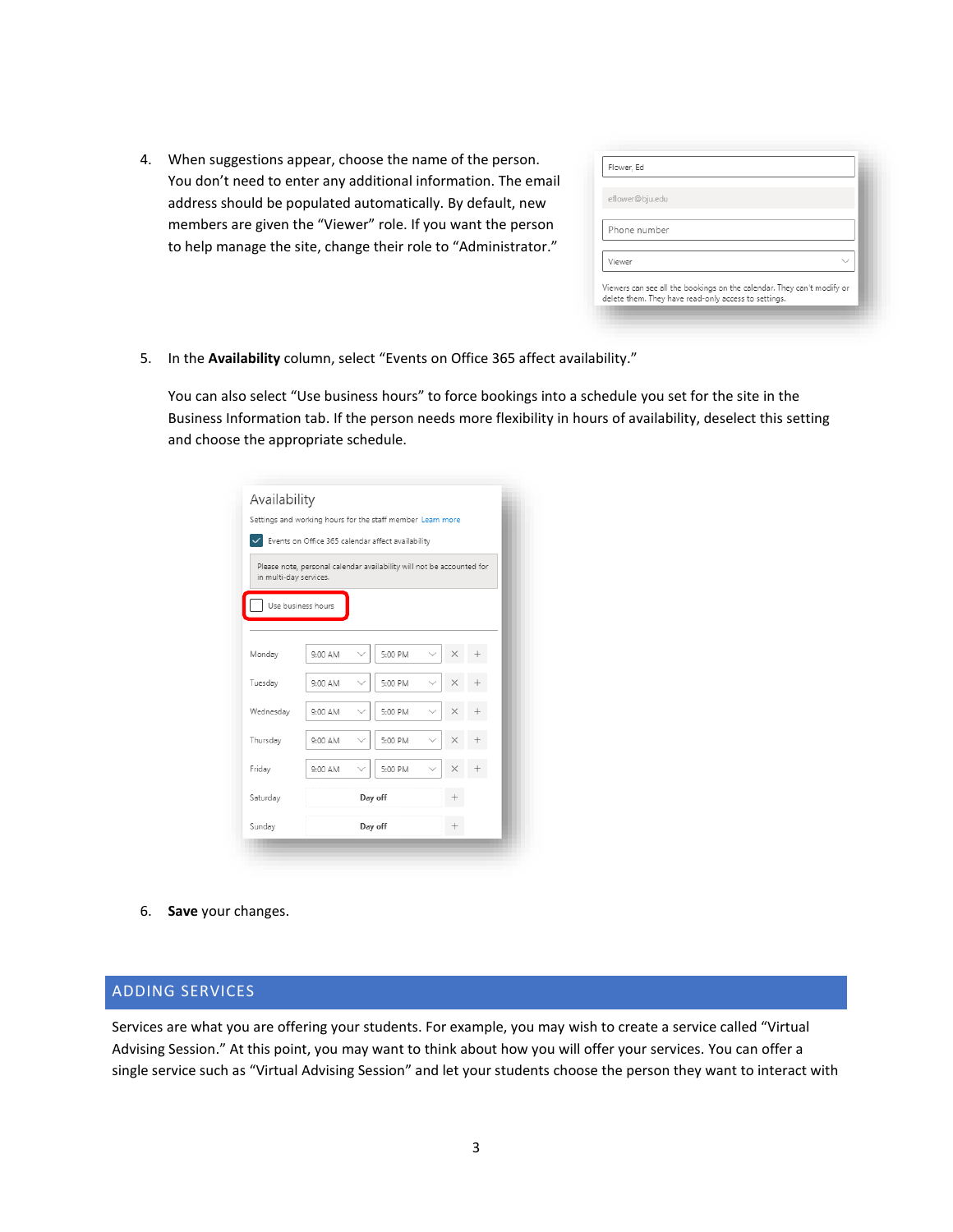4. When suggestions appear, choose the name of the person. You don't need to enter any additional information. The email address should be populated automatically. By default, new members are given the "Viewer" role. If you want the person to help manage the site, change their role to "Administrator."

5. In the **Availability** column, select "Events on Office 365 affect availability."

   You can also select "Use business hours" to force bookings into a schedule you set for the site in the Business Information tab. If the person needs more flexibility in hours of availability, deselect this setting and choose the appropriate schedule.

6. **Save** your changes.

## ADDING SERVICES

Services are what you are offering your students. For example, you may wish to create a service called "Virtual Advising Session." At this point, you may want to think about how you will offer your services. You can offer a single service such as "Virtual Advising Session" and let your students choose the person they want to interact with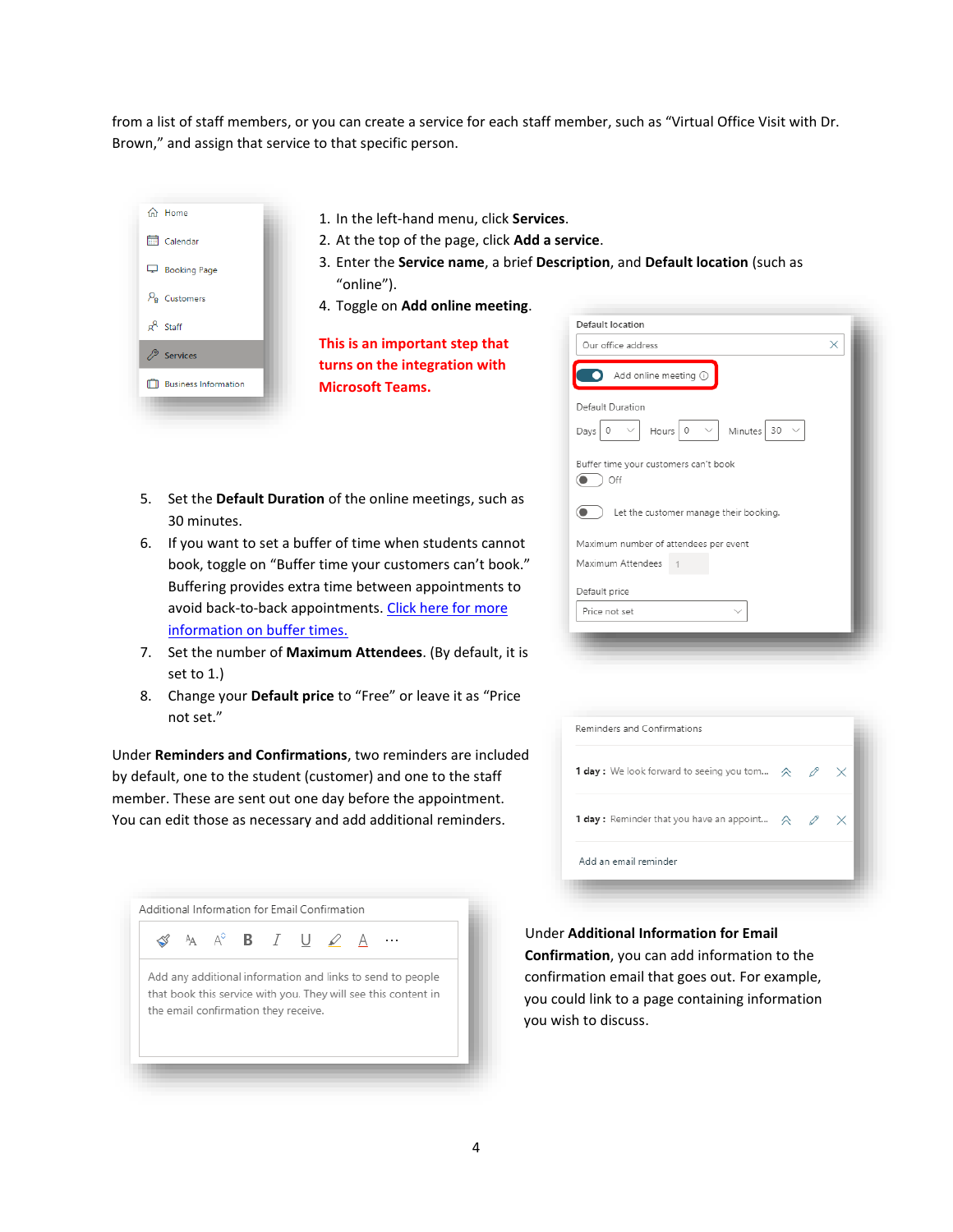from a list of staff members, or you can create a service for each staff member, such as “Virtual Office Visit with Dr. Brown,” and assign that service to that specific person.

1. In the left-hand menu, click **Services**.
2. At the top of the page, click **Add a service**.
3. Enter the **Service name**, a brief **Description**, and **Default location** (such as “online”).
4. Toggle on **Add online meeting**.

**This is an important step that turns on the integration with Microsoft Teams.**

5. Set the **Default Duration** of the online meetings, such as 30 minutes.
6. If you want to set a buffer of time when students cannot book, toggle on “Buffer time your customers can’t book.” Buffering provides extra time between appointments to avoid back-to-back appointments. [Click here for more information on buffer times.]()
7. Set the number of **Maximum Attendees**. (By default, it is set to 1.)
8. Change your **Default price** to “Free” or leave it as “Price not set.”

Under **Reminders and Confirmations**, two reminders are included by default, one to the student (customer) and one to the staff member. These are sent out one day before the appointment. You can edit those as necessary and add additional reminders.

Under **Additional Information for Email Confirmation**, you can add information to the confirmation email that goes out. For example, you could link to a page containing information you wish to discuss.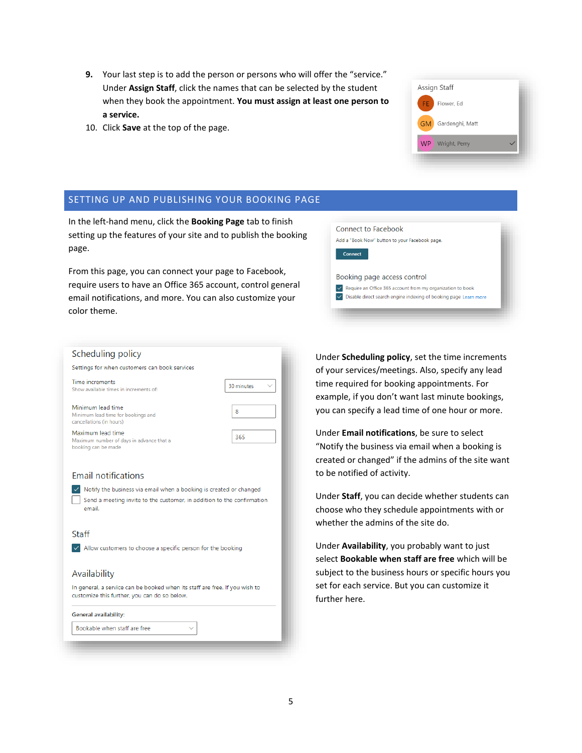9. Your last step is to add the person or persons who will offer the "service." Under **Assign Staff**, click the names that can be selected by the student when they book the appointment. **You must assign at least one person to a service.**
10. Click **Save** at the top of the page.

Assign Staff

FE Flower, Ed

GM Gardenghi, Matt

WP Wright, Perry

## SETTING UP AND PUBLISHING YOUR BOOKING PAGE

In the left-hand menu, click the **Booking Page** tab to finish setting up the features of your site and to publish the booking page.

From this page, you can connect your page to Facebook, require users to have an Office 365 account, control general email notifications, and more. You can also customize your color theme.

Connect to Facebook

Add a "Book Now" button to your Facebook page.

Connect

Booking page access control

- [x] Require an Office 365 account from my organization to book
- [x] Disable direct search engine indexing of booking page Learn more

Scheduling policy

Settings for when customers can book services

Time increments — Show available times in increments of: 30 minutes

Minimum lead time — Minimum lead time for bookings and cancellations (in hours): 8

Maximum lead time — Maximum number of days in advance that a booking can be made: 365

Email notifications

- [x] Notify the business via email when a booking is created or changed
- [ ] Send a meeting invite to the customer, in addition to the confirmation email.

Staff

- [x] Allow customers to choose a specific person for the booking

Availability

In general, a service can be booked when its staff are free. If you wish to customize this further, you can do so below.

General availability: Bookable when staff are free

Under **Scheduling policy**, set the time increments of your services/meetings. Also, specify any lead time required for booking appointments. For example, if you don't want last minute bookings, you can specify a lead time of one hour or more.

Under **Email notifications**, be sure to select "Notify the business via email when a booking is created or changed" if the admins of the site want to be notified of activity.

Under **Staff**, you can decide whether students can choose who they schedule appointments with or whether the admins of the site do.

Under **Availability**, you probably want to just select **Bookable when staff are free** which will be subject to the business hours or specific hours you set for each service. But you can customize it further here.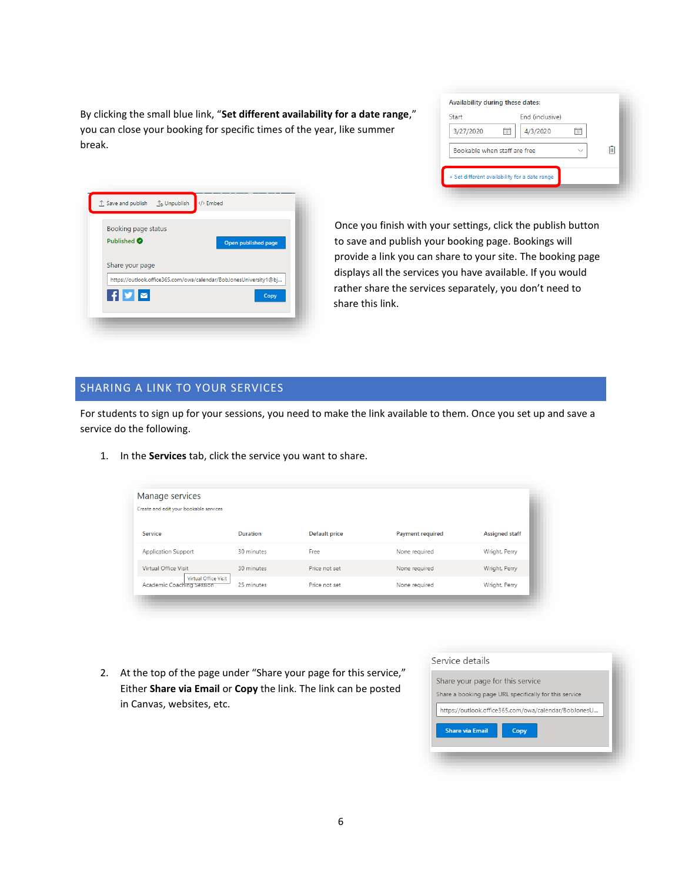By clicking the small blue link, “**Set different availability for a date range**,” you can close your booking for specific times of the year, like summer break.

Once you finish with your settings, click the publish button to save and publish your booking page. Bookings will provide a link you can share to your site. The booking page displays all the services you have available. If you would rather share the services separately, you don’t need to share this link.

## SHARING A LINK TO YOUR SERVICES

For students to sign up for your sessions, you need to make the link available to them. Once you set up and save a service do the following.

1. In the **Services** tab, click the service you want to share.

2. At the top of the page under “Share your page for this service,” Either **Share via Email** or **Copy** the link. The link can be posted in Canvas, websites, etc.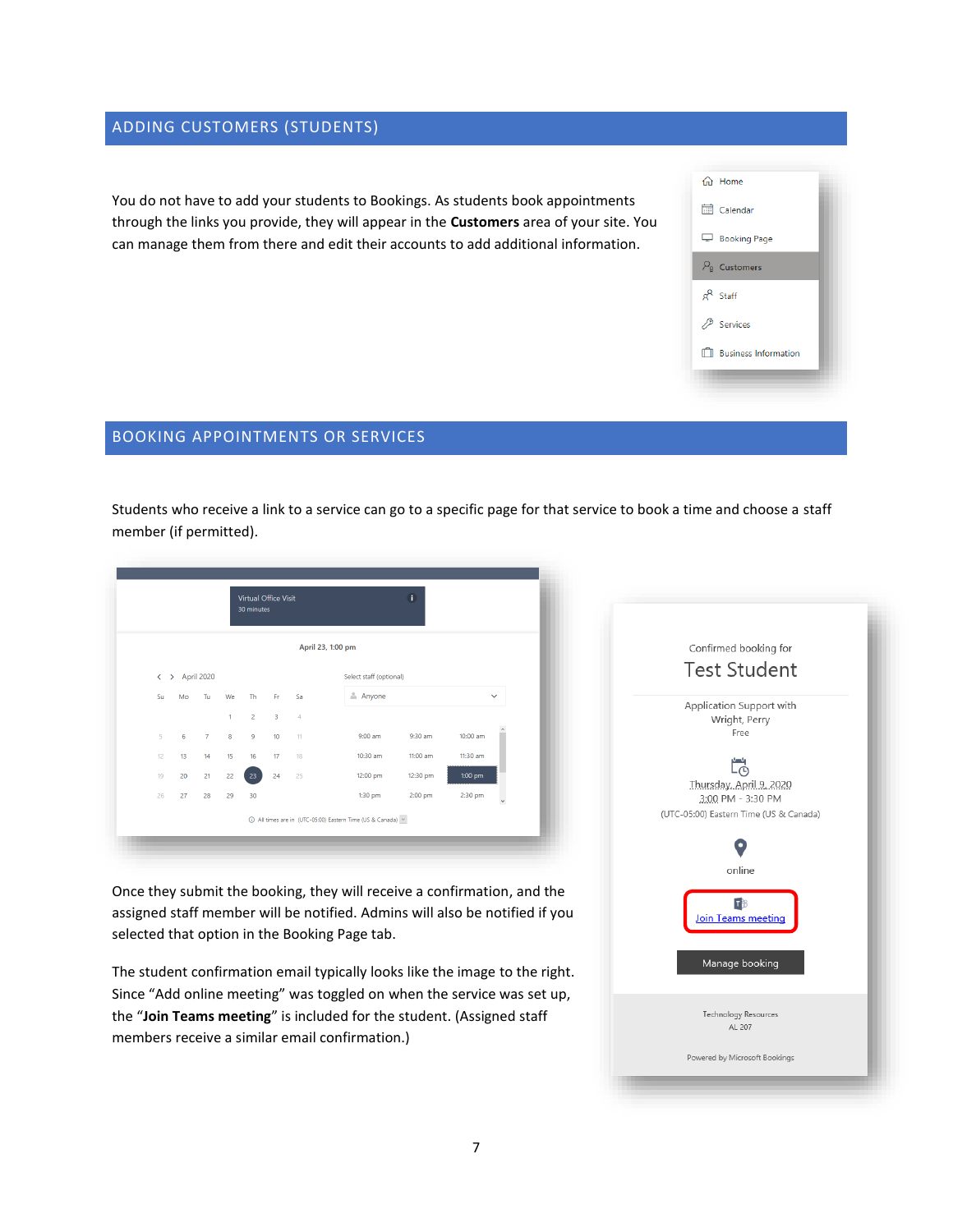## ADDING CUSTOMERS (STUDENTS)

You do not have to add your students to Bookings. As students book appointments through the links you provide, they will appear in the **Customers** area of your site. You can manage them from there and edit their accounts to add additional information.

## BOOKING APPOINTMENTS OR SERVICES

Students who receive a link to a service can go to a specific page for that service to book a time and choose a staff member (if permitted).

Once they submit the booking, they will receive a confirmation, and the assigned staff member will be notified. Admins will also be notified if you selected that option in the Booking Page tab.

The student confirmation email typically looks like the image to the right. Since "Add online meeting" was toggled on when the service was set up, the "**Join Teams meeting**" is included for the student. (Assigned staff members receive a similar email confirmation.)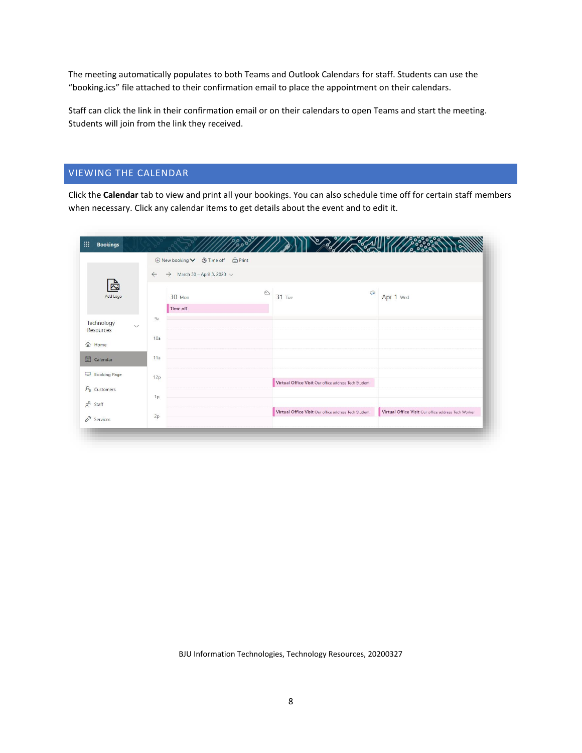The meeting automatically populates to both Teams and Outlook Calendars for staff. Students can use the "booking.ics" file attached to their confirmation email to place the appointment on their calendars.

Staff can click the link in their confirmation email or on their calendars to open Teams and start the meeting. Students will join from the link they received.

## VIEWING THE CALENDAR

Click the **Calendar** tab to view and print all your bookings. You can also schedule time off for certain staff members when necessary. Click any calendar items to get details about the event and to edit it.

BJU Information Technologies, Technology Resources, 20200327